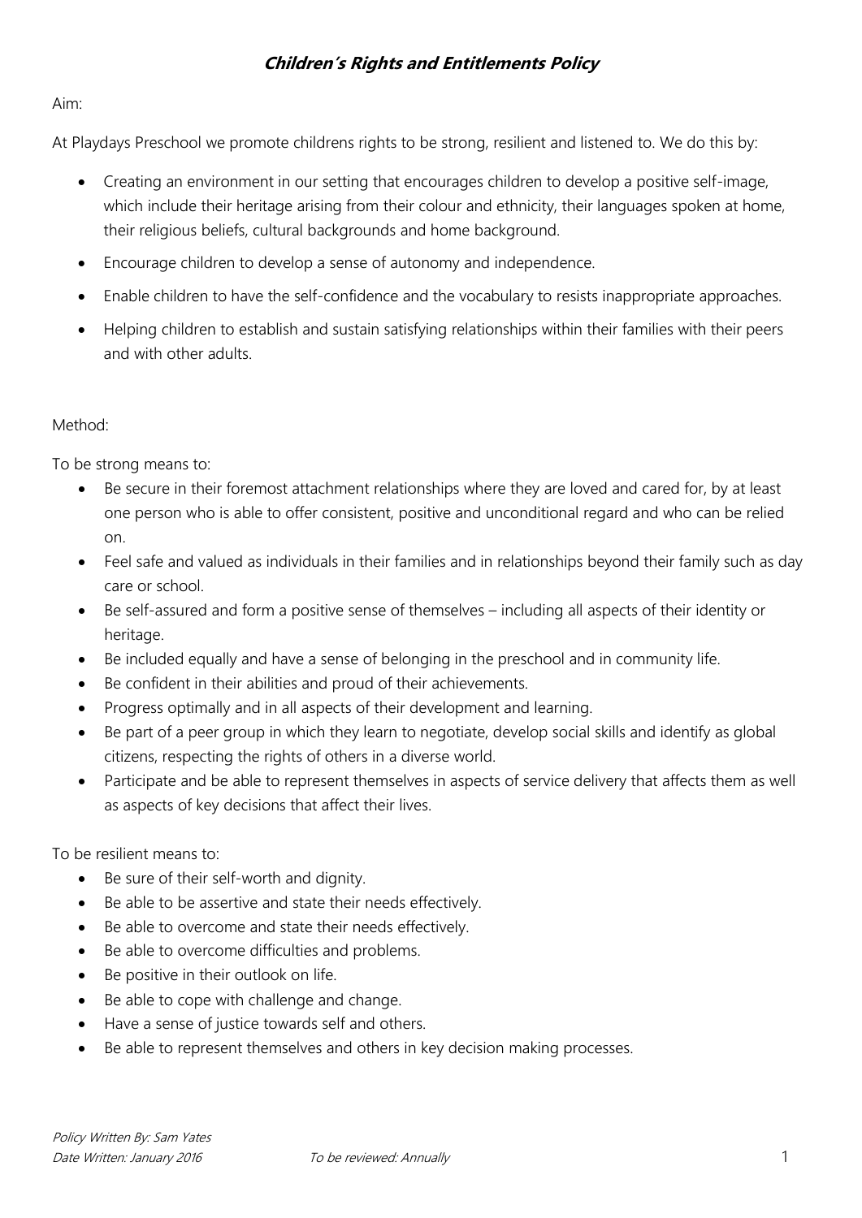# *Children's Rights and Entitlements Policy*

Aim:

At Playdays Preschool we promote childrens rights to be strong, resilient and listened to. We do this by:

- Creating an environment in our setting that encourages children to develop a positive self-image, which include their heritage arising from their colour and ethnicity, their languages spoken at home, their religious beliefs, cultural backgrounds and home background.
- Encourage children to develop a sense of autonomy and independence.
- Enable children to have the self-confidence and the vocabulary to resists inappropriate approaches.
- Helping children to establish and sustain satisfying relationships within their families with their peers and with other adults.

Method:

To be strong means to:

- Be secure in their foremost attachment relationships where they are loved and cared for, by at least one person who is able to offer consistent, positive and unconditional regard and who can be relied on.
- Feel safe and valued as individuals in their families and in relationships beyond their family such as day care or school.
- Be self-assured and form a positive sense of themselves – including all aspects of their identity or heritage.
- Be included equally and have a sense of belonging in the preschool and in community life.
- Be confident in their abilities and proud of their achievements.
- Progress optimally and in all aspects of their development and learning.
- Be part of a peer group in which they learn to negotiate, develop social skills and identify as global citizens, respecting the rights of others in a diverse world.
- Participate and be able to represent themselves in aspects of service delivery that affects them as well as aspects of key decisions that affect their lives.

To be resilient means to:

- Be sure of their self-worth and dignity.
- Be able to be assertive and state their needs effectively.
- Be able to overcome and state their needs effectively.
- Be able to overcome difficulties and problems.
- Be positive in their outlook on life.
- Be able to cope with challenge and change.
- Have a sense of justice towards self and others.
- Be able to represent themselves and others in key decision making processes.

*Policy Written By: Sam Yates*
*Date Written: January 2016* *To be reviewed: Annually*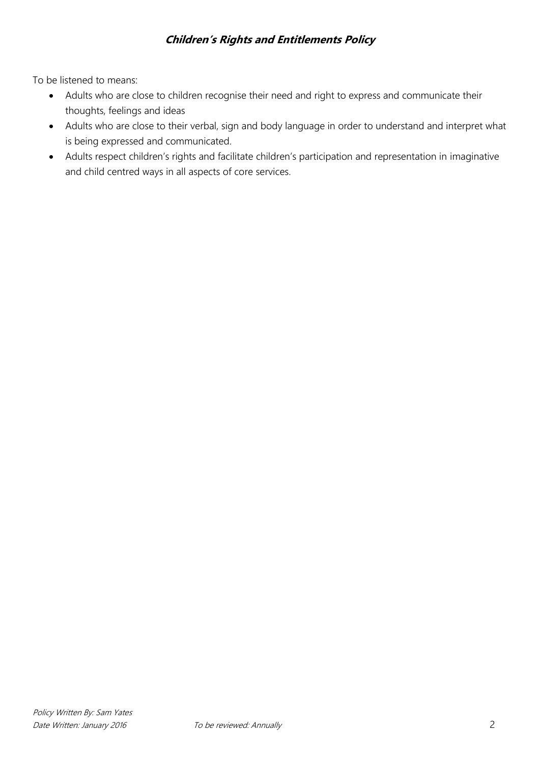To be listened to means:

- Adults who are close to children recognise their need and right to express and communicate their thoughts, feelings and ideas
- Adults who are close to their verbal, sign and body language in order to understand and interpret what is being expressed and communicated.
- Adults respect children's rights and facilitate children's participation and representation in imaginative and child centred ways in all aspects of core services.